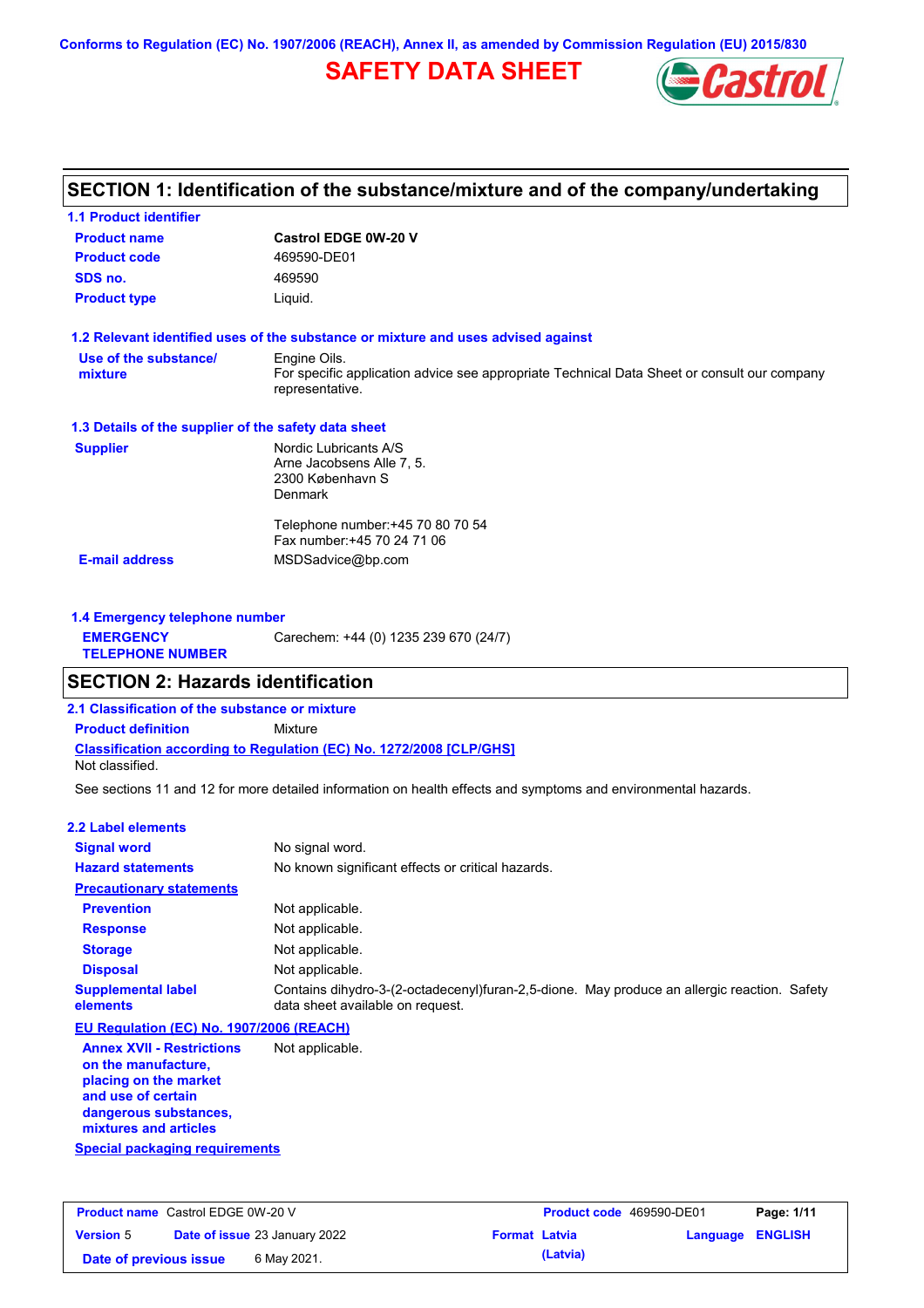Conforms to Regulation (EC) No. 1907/2006 (REACH), Annex II, as amended by Commission Regulation (EU) 2015/830

# SAFETY DATA SHEET

## SECTION 1: Identification of the substance/mixture and of the company/undertaking

### 1.1 Product identifier

| | |
|---|---|
| **Product name** | **Castrol EDGE 0W-20 V** |
| **Product code** | 469590-DE01 |
| **SDS no.** | 469590 |
| **Product type** | Liquid. |

### 1.2 Relevant identified uses of the substance or mixture and uses advised against

**Use of the substance/mixture**: Engine Oils.
For specific application advice see appropriate Technical Data Sheet or consult our company representative.

### 1.3 Details of the supplier of the safety data sheet

**Supplier**:
Nordic Lubricants A/S
Arne Jacobsens Alle 7, 5.
2300 København S
Denmark

Telephone number:+45 70 80 70 54
Fax number:+45 70 24 71 06

**E-mail address**: MSDSadvice@bp.com

### 1.4 Emergency telephone number

**EMERGENCY TELEPHONE NUMBER**: Carechem: +44 (0) 1235 239 670 (24/7)

## SECTION 2: Hazards identification

### 2.1 Classification of the substance or mixture

**Product definition**: Mixture

**Classification according to Regulation (EC) No. 1272/2008 [CLP/GHS]**
Not classified.

See sections 11 and 12 for more detailed information on health effects and symptoms and environmental hazards.

### 2.2 Label elements

| | |
|---|---|
| **Signal word** | No signal word. |
| **Hazard statements** | No known significant effects or critical hazards. |

**Precautionary statements**

| | |
|---|---|
| **Prevention** | Not applicable. |
| **Response** | Not applicable. |
| **Storage** | Not applicable. |
| **Disposal** | Not applicable. |

**Supplemental label elements**: Contains dihydro-3-(2-octadecenyl)furan-2,5-dione. May produce an allergic reaction. Safety data sheet available on request.

**EU Regulation (EC) No. 1907/2006 (REACH)**

**Annex XVII - Restrictions on the manufacture, placing on the market and use of certain dangerous substances, mixtures and articles**: Not applicable.

**Special packaging requirements**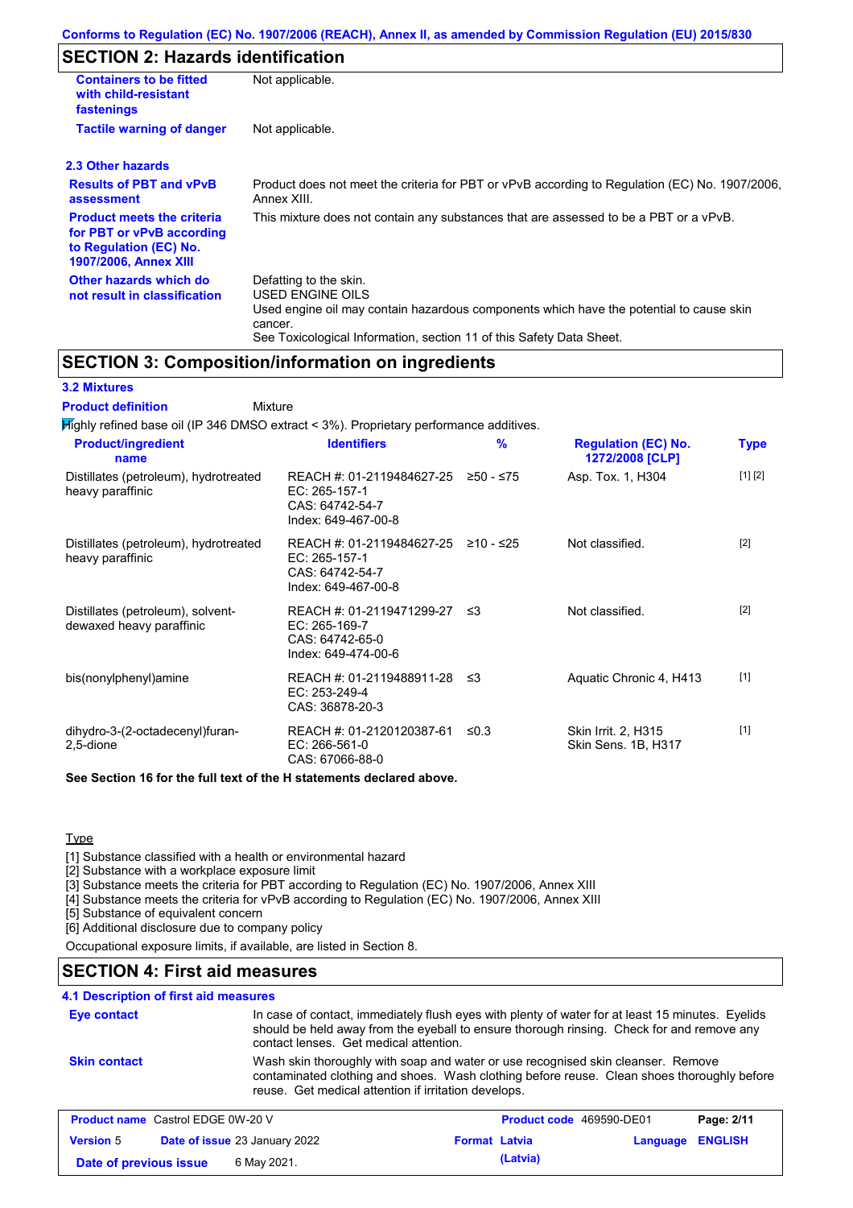## SECTION 2: Hazards identification

| | |
|---|---|
| **Containers to be fitted with child-resistant fastenings** | Not applicable. |
| **Tactile warning of danger** | Not applicable. |

### 2.3 Other hazards

| | |
|---|---|
| **Results of PBT and vPvB assessment** | Product does not meet the criteria for PBT or vPvB according to Regulation (EC) No. 1907/2006, Annex XIII. |
| **Product meets the criteria for PBT or vPvB according to Regulation (EC) No. 1907/2006, Annex XIII** | This mixture does not contain any substances that are assessed to be a PBT or a vPvB. |
| **Other hazards which do not result in classification** | Defatting to the skin.<br>USED ENGINE OILS<br>Used engine oil may contain hazardous components which have the potential to cause skin cancer.<br>See Toxicological Information, section 11 of this Safety Data Sheet. |

## SECTION 3: Composition/information on ingredients

### 3.2 Mixtures

**Product definition** Mixture

Highly refined base oil (IP 346 DMSO extract < 3%). Proprietary performance additives.

| Product/ingredient name | Identifiers | % | Regulation (EC) No. 1272/2008 [CLP] | Type |
|---|---|---|---|---|
| Distillates (petroleum), hydrotreated heavy paraffinic | REACH #: 01-2119484627-25<br>EC: 265-157-1<br>CAS: 64742-54-7<br>Index: 649-467-00-8 | ≥50 - ≤75 | Asp. Tox. 1, H304 | [1] [2] |
| Distillates (petroleum), hydrotreated heavy paraffinic | REACH #: 01-2119484627-25<br>EC: 265-157-1<br>CAS: 64742-54-7<br>Index: 649-467-00-8 | ≥10 - ≤25 | Not classified. | [2] |
| Distillates (petroleum), solvent-dewaxed heavy paraffinic | REACH #: 01-2119471299-27<br>EC: 265-169-7<br>CAS: 64742-65-0<br>Index: 649-474-00-6 | ≤3 | Not classified. | [2] |
| bis(nonylphenyl)amine | REACH #: 01-2119488911-28<br>EC: 253-249-4<br>CAS: 36878-20-3 | ≤3 | Aquatic Chronic 4, H413 | [1] |
| dihydro-3-(2-octadecenyl)furan-2,5-dione | REACH #: 01-2120120387-61<br>EC: 266-561-0<br>CAS: 67066-88-0 | ≤0.3 | Skin Irrit. 2, H315<br>Skin Sens. 1B, H317 | [1] |

**See Section 16 for the full text of the H statements declared above.**

Type

[1] Substance classified with a health or environmental hazard
[2] Substance with a workplace exposure limit
[3] Substance meets the criteria for PBT according to Regulation (EC) No. 1907/2006, Annex XIII
[4] Substance meets the criteria for vPvB according to Regulation (EC) No. 1907/2006, Annex XIII
[5] Substance of equivalent concern
[6] Additional disclosure due to company policy

Occupational exposure limits, if available, are listed in Section 8.

## SECTION 4: First aid measures

### 4.1 Description of first aid measures

| | |
|---|---|
| **Eye contact** | In case of contact, immediately flush eyes with plenty of water for at least 15 minutes. Eyelids should be held away from the eyeball to ensure thorough rinsing. Check for and remove any contact lenses. Get medical attention. |
| **Skin contact** | Wash skin thoroughly with soap and water or use recognised skin cleanser. Remove contaminated clothing and shoes. Wash clothing before reuse. Clean shoes thoroughly before reuse. Get medical attention if irritation develops. |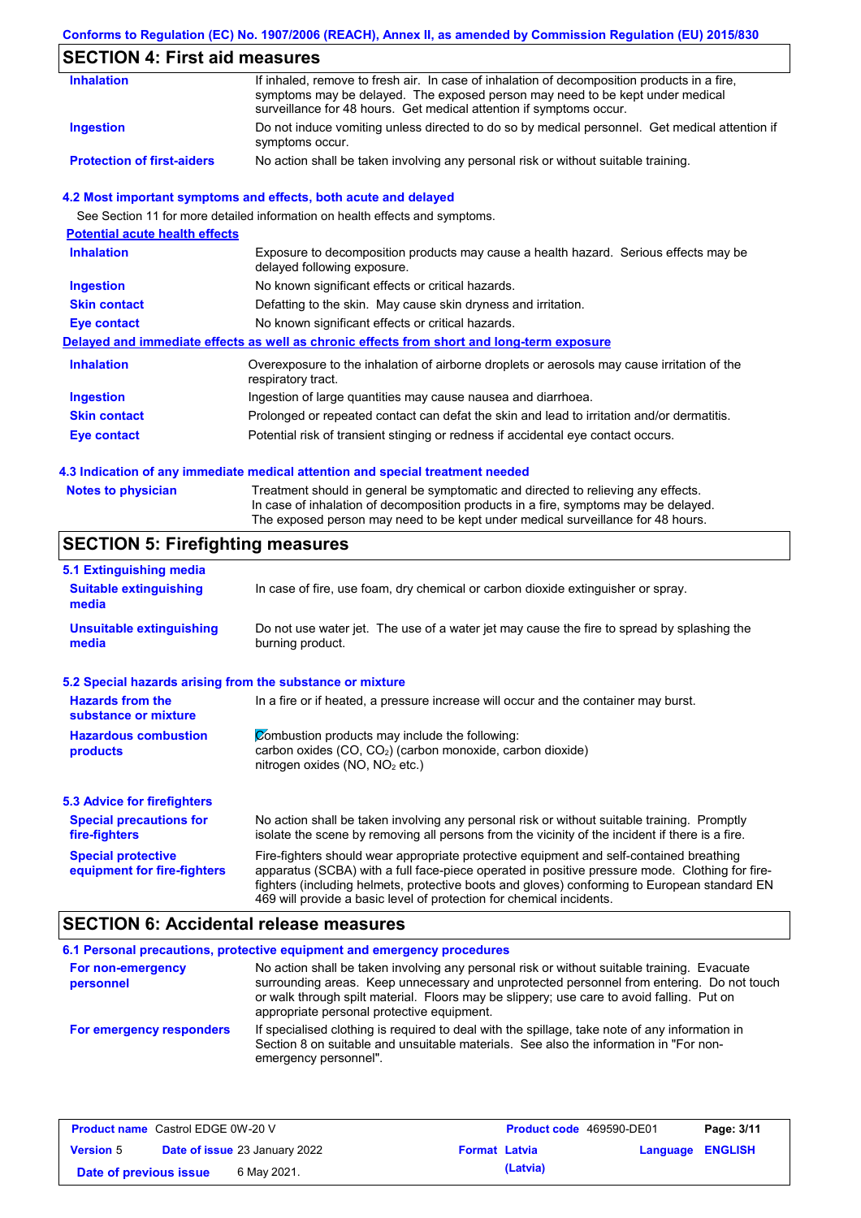## SECTION 4: First aid measures

| | |
|---|---|
| **Inhalation** | If inhaled, remove to fresh air. In case of inhalation of decomposition products in a fire, symptoms may be delayed. The exposed person may need to be kept under medical surveillance for 48 hours. Get medical attention if symptoms occur. |
| **Ingestion** | Do not induce vomiting unless directed to do so by medical personnel. Get medical attention if symptoms occur. |
| **Protection of first-aiders** | No action shall be taken involving any personal risk or without suitable training. |

### 4.2 Most important symptoms and effects, both acute and delayed

See Section 11 for more detailed information on health effects and symptoms.

**Potential acute health effects**

| | |
|---|---|
| **Inhalation** | Exposure to decomposition products may cause a health hazard. Serious effects may be delayed following exposure. |
| **Ingestion** | No known significant effects or critical hazards. |
| **Skin contact** | Defatting to the skin. May cause skin dryness and irritation. |
| **Eye contact** | No known significant effects or critical hazards. |

**Delayed and immediate effects as well as chronic effects from short and long-term exposure**

| | |
|---|---|
| **Inhalation** | Overexposure to the inhalation of airborne droplets or aerosols may cause irritation of the respiratory tract. |
| **Ingestion** | Ingestion of large quantities may cause nausea and diarrhoea. |
| **Skin contact** | Prolonged or repeated contact can defat the skin and lead to irritation and/or dermatitis. |
| **Eye contact** | Potential risk of transient stinging or redness if accidental eye contact occurs. |

### 4.3 Indication of any immediate medical attention and special treatment needed

| | |
|---|---|
| **Notes to physician** | Treatment should in general be symptomatic and directed to relieving any effects. In case of inhalation of decomposition products in a fire, symptoms may be delayed. The exposed person may need to be kept under medical surveillance for 48 hours. |

## SECTION 5: Firefighting measures

### 5.1 Extinguishing media

| | |
|---|---|
| **Suitable extinguishing media** | In case of fire, use foam, dry chemical or carbon dioxide extinguisher or spray. |
| **Unsuitable extinguishing media** | Do not use water jet. The use of a water jet may cause the fire to spread by splashing the burning product. |

### 5.2 Special hazards arising from the substance or mixture

| | |
|---|---|
| **Hazards from the substance or mixture** | In a fire or if heated, a pressure increase will occur and the container may burst. |
| **Hazardous combustion products** | Combustion products may include the following: carbon oxides (CO, $CO_2$) (carbon monoxide, carbon dioxide) nitrogen oxides (NO, $NO_2$ etc.) |

### 5.3 Advice for firefighters

| | |
|---|---|
| **Special precautions for fire-fighters** | No action shall be taken involving any personal risk or without suitable training. Promptly isolate the scene by removing all persons from the vicinity of the incident if there is a fire. |
| **Special protective equipment for fire-fighters** | Fire-fighters should wear appropriate protective equipment and self-contained breathing apparatus (SCBA) with a full face-piece operated in positive pressure mode. Clothing for fire-fighters (including helmets, protective boots and gloves) conforming to European standard EN 469 will provide a basic level of protection for chemical incidents. |

## SECTION 6: Accidental release measures

### 6.1 Personal precautions, protective equipment and emergency procedures

| | |
|---|---|
| **For non-emergency personnel** | No action shall be taken involving any personal risk or without suitable training. Evacuate surrounding areas. Keep unnecessary and unprotected personnel from entering. Do not touch or walk through spilt material. Floors may be slippery; use care to avoid falling. Put on appropriate personal protective equipment. |
| **For emergency responders** | If specialised clothing is required to deal with the spillage, take note of any information in Section 8 on suitable and unsuitable materials. See also the information in "For non-emergency personnel". |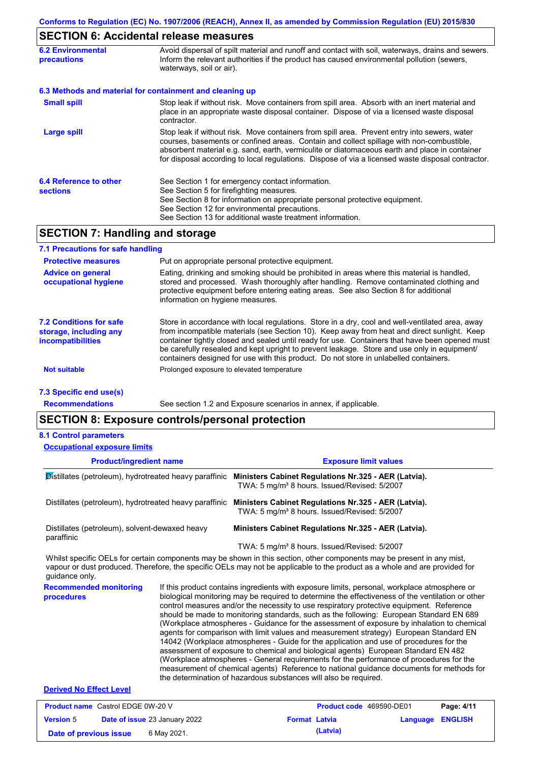## SECTION 6: Accidental release measures

**6.2 Environmental precautions**

Avoid dispersal of spilt material and runoff and contact with soil, waterways, drains and sewers. Inform the relevant authorities if the product has caused environmental pollution (sewers, waterways, soil or air).

### 6.3 Methods and material for containment and cleaning up

**Small spill**

Stop leak if without risk. Move containers from spill area. Absorb with an inert material and place in an appropriate waste disposal container. Dispose of via a licensed waste disposal contractor.

**Large spill**

Stop leak if without risk. Move containers from spill area. Prevent entry into sewers, water courses, basements or confined areas. Contain and collect spillage with non-combustible, absorbent material e.g. sand, earth, vermiculite or diatomaceous earth and place in container for disposal according to local regulations. Dispose of via a licensed waste disposal contractor.

**6.4 Reference to other sections**

See Section 1 for emergency contact information.
See Section 5 for firefighting measures.
See Section 8 for information on appropriate personal protective equipment.
See Section 12 for environmental precautions.
See Section 13 for additional waste treatment information.

## SECTION 7: Handling and storage

### 7.1 Precautions for safe handling

**Protective measures**

Put on appropriate personal protective equipment.

**Advice on general occupational hygiene**

Eating, drinking and smoking should be prohibited in areas where this material is handled, stored and processed. Wash thoroughly after handling. Remove contaminated clothing and protective equipment before entering eating areas. See also Section 8 for additional information on hygiene measures.

**7.2 Conditions for safe storage, including any incompatibilities**

Store in accordance with local regulations. Store in a dry, cool and well-ventilated area, away from incompatible materials (see Section 10). Keep away from heat and direct sunlight. Keep container tightly closed and sealed until ready for use. Containers that have been opened must be carefully resealed and kept upright to prevent leakage. Store and use only in equipment/ containers designed for use with this product. Do not store in unlabelled containers.

**Not suitable**

Prolonged exposure to elevated temperature

### 7.3 Specific end use(s)

**Recommendations**

See section 1.2 and Exposure scenarios in annex, if applicable.

## SECTION 8: Exposure controls/personal protection

### 8.1 Control parameters

**Occupational exposure limits**

| Product/ingredient name | Exposure limit values |
|---|---|
| Distillates (petroleum), hydrotreated heavy paraffinic | **Ministers Cabinet Regulations Nr.325 - AER (Latvia).** TWA: 5 mg/m³ 8 hours. Issued/Revised: 5/2007 |
| Distillates (petroleum), hydrotreated heavy paraffinic | **Ministers Cabinet Regulations Nr.325 - AER (Latvia).** TWA: 5 mg/m³ 8 hours. Issued/Revised: 5/2007 |
| Distillates (petroleum), solvent-dewaxed heavy paraffinic | **Ministers Cabinet Regulations Nr.325 - AER (Latvia).** TWA: 5 mg/m³ 8 hours. Issued/Revised: 5/2007 |

Whilst specific OELs for certain components may be shown in this section, other components may be present in any mist, vapour or dust produced. Therefore, the specific OELs may not be applicable to the product as a whole and are provided for guidance only.

**Recommended monitoring procedures**

If this product contains ingredients with exposure limits, personal, workplace atmosphere or biological monitoring may be required to determine the effectiveness of the ventilation or other control measures and/or the necessity to use respiratory protective equipment. Reference should be made to monitoring standards, such as the following: European Standard EN 689 (Workplace atmospheres - Guidance for the assessment of exposure by inhalation to chemical agents for comparison with limit values and measurement strategy) European Standard EN 14042 (Workplace atmospheres - Guide for the application and use of procedures for the assessment of exposure to chemical and biological agents) European Standard EN 482 (Workplace atmospheres - General requirements for the performance of procedures for the measurement of chemical agents) Reference to national guidance documents for methods for the determination of hazardous substances will also be required.

**Derived No Effect Level**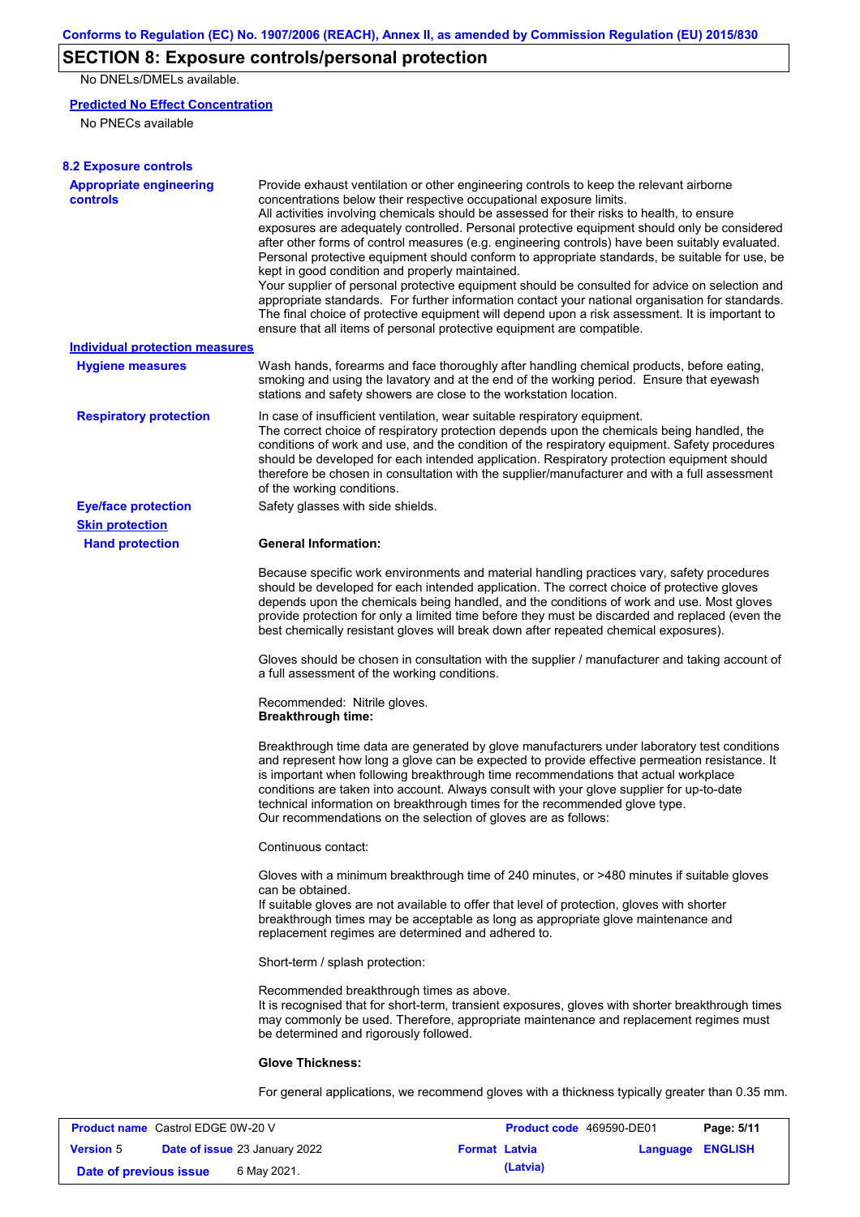## SECTION 8: Exposure controls/personal protection

No DNELs/DMELs available.

**Predicted No Effect Concentration**

No PNECs available

### 8.2 Exposure controls

**Appropriate engineering controls**

Provide exhaust ventilation or other engineering controls to keep the relevant airborne concentrations below their respective occupational exposure limits.
All activities involving chemicals should be assessed for their risks to health, to ensure exposures are adequately controlled. Personal protective equipment should only be considered after other forms of control measures (e.g. engineering controls) have been suitably evaluated. Personal protective equipment should conform to appropriate standards, be suitable for use, be kept in good condition and properly maintained.
Your supplier of personal protective equipment should be consulted for advice on selection and appropriate standards. For further information contact your national organisation for standards. The final choice of protective equipment will depend upon a risk assessment. It is important to ensure that all items of personal protective equipment are compatible.

**Individual protection measures**

**Hygiene measures**

Wash hands, forearms and face thoroughly after handling chemical products, before eating, smoking and using the lavatory and at the end of the working period. Ensure that eyewash stations and safety showers are close to the workstation location.

**Respiratory protection**

In case of insufficient ventilation, wear suitable respiratory equipment.
The correct choice of respiratory protection depends upon the chemicals being handled, the conditions of work and use, and the condition of the respiratory equipment. Safety procedures should be developed for each intended application. Respiratory protection equipment should therefore be chosen in consultation with the supplier/manufacturer and with a full assessment of the working conditions.

**Eye/face protection**

Safety glasses with side shields.

**Skin protection**

**Hand protection**

**General Information:**

Because specific work environments and material handling practices vary, safety procedures should be developed for each intended application. The correct choice of protective gloves depends upon the chemicals being handled, and the conditions of work and use. Most gloves provide protection for only a limited time before they must be discarded and replaced (even the best chemically resistant gloves will break down after repeated chemical exposures).

Gloves should be chosen in consultation with the supplier / manufacturer and taking account of a full assessment of the working conditions.

Recommended: Nitrile gloves.
**Breakthrough time:**

Breakthrough time data are generated by glove manufacturers under laboratory test conditions and represent how long a glove can be expected to provide effective permeation resistance. It is important when following breakthrough time recommendations that actual workplace conditions are taken into account. Always consult with your glove supplier for up-to-date technical information on breakthrough times for the recommended glove type.
Our recommendations on the selection of gloves are as follows:

Continuous contact:

Gloves with a minimum breakthrough time of 240 minutes, or >480 minutes if suitable gloves can be obtained.
If suitable gloves are not available to offer that level of protection, gloves with shorter breakthrough times may be acceptable as long as appropriate glove maintenance and replacement regimes are determined and adhered to.

Short-term / splash protection:

Recommended breakthrough times as above.
It is recognised that for short-term, transient exposures, gloves with shorter breakthrough times may commonly be used. Therefore, appropriate maintenance and replacement regimes must be determined and rigorously followed.

**Glove Thickness:**

For general applications, we recommend gloves with a thickness typically greater than 0.35 mm.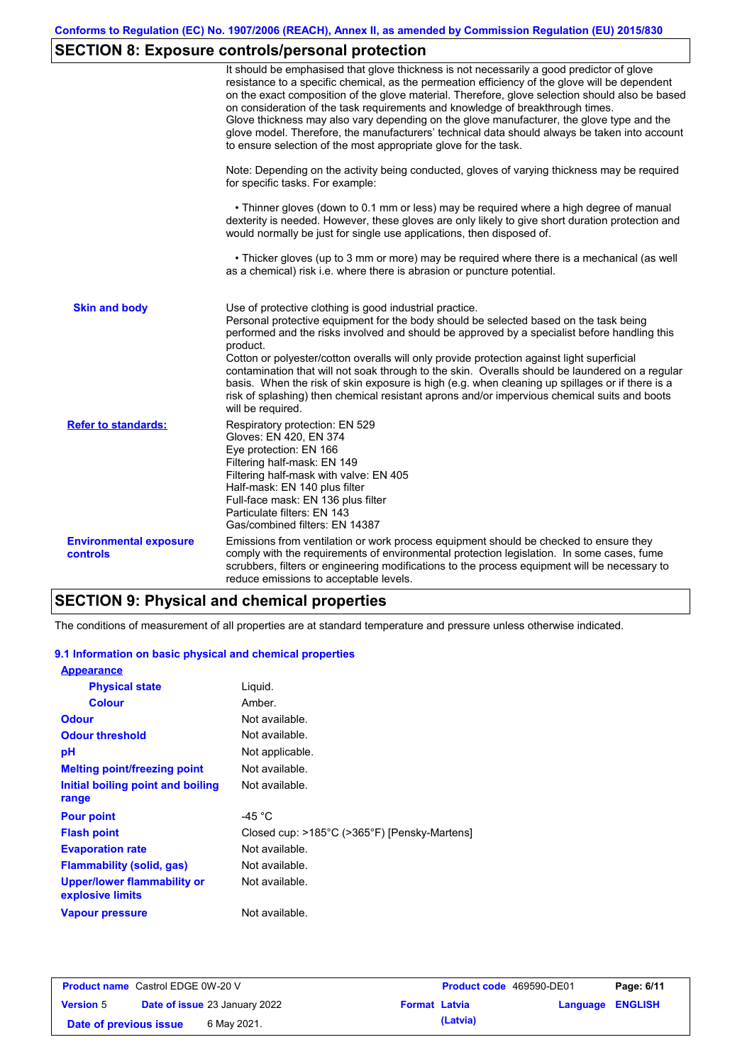## SECTION 8: Exposure controls/personal protection

It should be emphasised that glove thickness is not necessarily a good predictor of glove resistance to a specific chemical, as the permeation efficiency of the glove will be dependent on the exact composition of the glove material. Therefore, glove selection should also be based on consideration of the task requirements and knowledge of breakthrough times.
Glove thickness may also vary depending on the glove manufacturer, the glove type and the glove model. Therefore, the manufacturers' technical data should always be taken into account to ensure selection of the most appropriate glove for the task.

Note: Depending on the activity being conducted, gloves of varying thickness may be required for specific tasks. For example:

• Thinner gloves (down to 0.1 mm or less) may be required where a high degree of manual dexterity is needed. However, these gloves are only likely to give short duration protection and would normally be just for single use applications, then disposed of.

• Thicker gloves (up to 3 mm or more) may be required where there is a mechanical (as well as a chemical) risk i.e. where there is abrasion or puncture potential.

**Skin and body**

Use of protective clothing is good industrial practice.
Personal protective equipment for the body should be selected based on the task being performed and the risks involved and should be approved by a specialist before handling this product.
Cotton or polyester/cotton overalls will only provide protection against light superficial contamination that will not soak through to the skin. Overalls should be laundered on a regular basis. When the risk of skin exposure is high (e.g. when cleaning up spillages or if there is a risk of splashing) then chemical resistant aprons and/or impervious chemical suits and boots will be required.

**Refer to standards:**

Respiratory protection: EN 529
Gloves: EN 420, EN 374
Eye protection: EN 166
Filtering half-mask: EN 149
Filtering half-mask with valve: EN 405
Half-mask: EN 140 plus filter
Full-face mask: EN 136 plus filter
Particulate filters: EN 143
Gas/combined filters: EN 14387

**Environmental exposure controls**

Emissions from ventilation or work process equipment should be checked to ensure they comply with the requirements of environmental protection legislation. In some cases, fume scrubbers, filters or engineering modifications to the process equipment will be necessary to reduce emissions to acceptable levels.

## SECTION 9: Physical and chemical properties

The conditions of measurement of all properties are at standard temperature and pressure unless otherwise indicated.

### 9.1 Information on basic physical and chemical properties

| Property | Value |
|---|---|
| **Appearance** | |
| Physical state | Liquid. |
| Colour | Amber. |
| Odour | Not available. |
| Odour threshold | Not available. |
| pH | Not applicable. |
| Melting point/freezing point | Not available. |
| Initial boiling point and boiling range | Not available. |
| Pour point | -45 °C |
| Flash point | Closed cup: >185°C (>365°F) [Pensky-Martens] |
| Evaporation rate | Not available. |
| Flammability (solid, gas) | Not available. |
| Upper/lower flammability or explosive limits | Not available. |
| Vapour pressure | Not available. |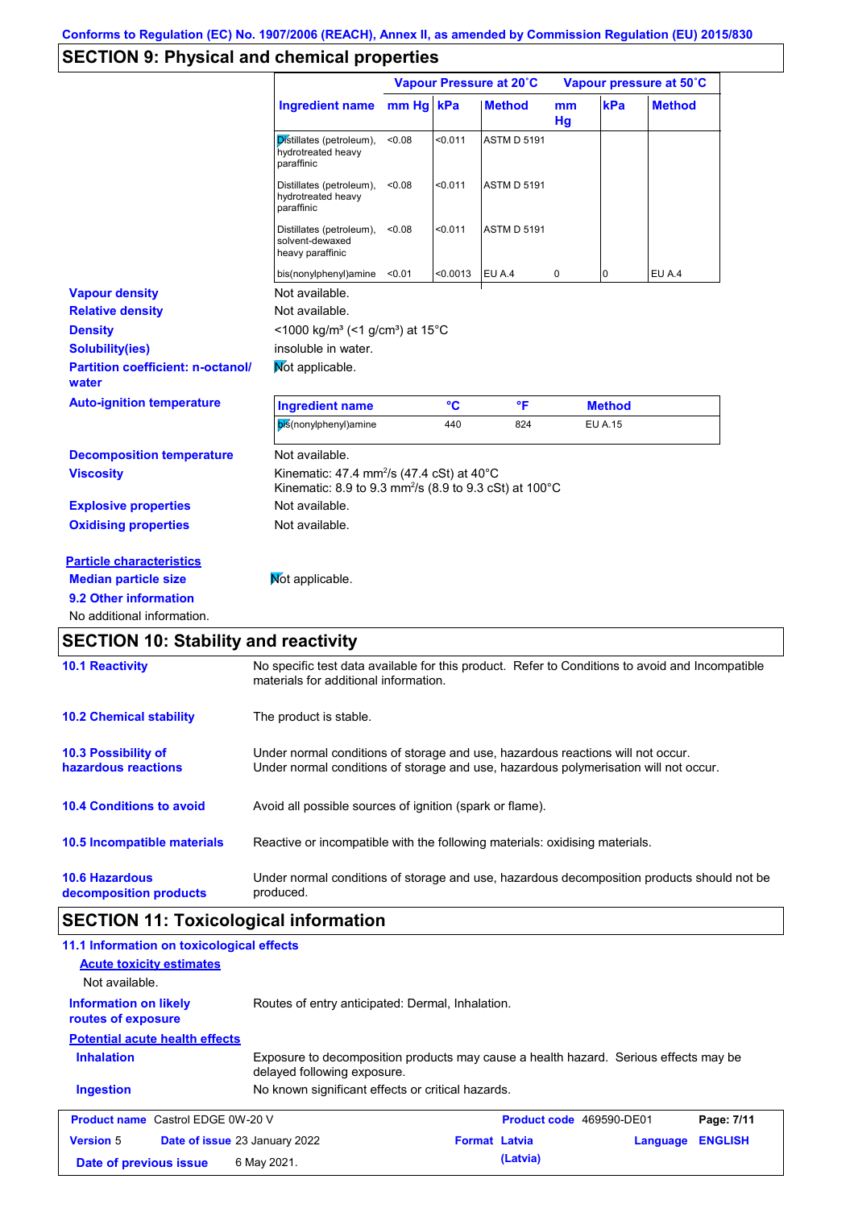Conforms to Regulation (EC) No. 1907/2006 (REACH), Annex II, as amended by Commission Regulation (EU) 2015/830

## SECTION 9: Physical and chemical properties

| | Vapour Pressure at 20˚C | | | Vapour pressure at 50˚C | | |
|---|---|---|---|---|---|---|
| **Ingredient name** | **mm Hg** | **kPa** | **Method** | **mm Hg** | **kPa** | **Method** |
| Distillates (petroleum), hydrotreated heavy paraffinic | <0.08 | <0.011 | ASTM D 5191 | | | |
| Distillates (petroleum), hydrotreated heavy paraffinic | <0.08 | <0.011 | ASTM D 5191 | | | |
| Distillates (petroleum), solvent-dewaxed heavy paraffinic | <0.08 | <0.011 | ASTM D 5191 | | | |
| bis(nonylphenyl)amine | <0.01 | <0.0013 | EU A.4 | 0 | 0 | EU A.4 |

**Vapour density** Not available.

**Relative density** Not available.

**Density** <1000 kg/m³ (<1 g/cm³) at 15°C

**Solubility(ies)** insoluble in water.

**Partition coefficient: n-octanol/water** Not applicable.

**Auto-ignition temperature**

| Ingredient name | °C | °F | Method |
|---|---|---|---|
| bis(nonylphenyl)amine | 440 | 824 | EU A.15 |

**Decomposition temperature** Not available.

**Viscosity** Kinematic: 47.4 mm$^2$/s (47.4 cSt) at 40°C
Kinematic: 8.9 to 9.3 mm$^2$/s (8.9 to 9.3 cSt) at 100°C

**Explosive properties** Not available.

**Oxidising properties** Not available.

**Particle characteristics**

**Median particle size** Not applicable.

**9.2 Other information**

No additional information.

## SECTION 10: Stability and reactivity

**10.1 Reactivity** No specific test data available for this product. Refer to Conditions to avoid and Incompatible materials for additional information.

**10.2 Chemical stability** The product is stable.

**10.3 Possibility of hazardous reactions** Under normal conditions of storage and use, hazardous reactions will not occur.
Under normal conditions of storage and use, hazardous polymerisation will not occur.

**10.4 Conditions to avoid** Avoid all possible sources of ignition (spark or flame).

**10.5 Incompatible materials** Reactive or incompatible with the following materials: oxidising materials.

**10.6 Hazardous decomposition products** Under normal conditions of storage and use, hazardous decomposition products should not be produced.

## SECTION 11: Toxicological information

**11.1 Information on toxicological effects**

**Acute toxicity estimates**

Not available.

**Information on likely routes of exposure** Routes of entry anticipated: Dermal, Inhalation.

**Potential acute health effects**

**Inhalation** Exposure to decomposition products may cause a health hazard. Serious effects may be delayed following exposure.

**Ingestion** No known significant effects or critical hazards.

| **Product name** Castrol EDGE 0W-20 V | **Product code** 469590-DE01 | **Page:** 7/11 |
|---|---|---|
| **Version** 5 **Date of issue** 23 January 2022 | **Format** Latvia (Latvia) | **Language** ENGLISH |
| **Date of previous issue** 6 May 2021. | | |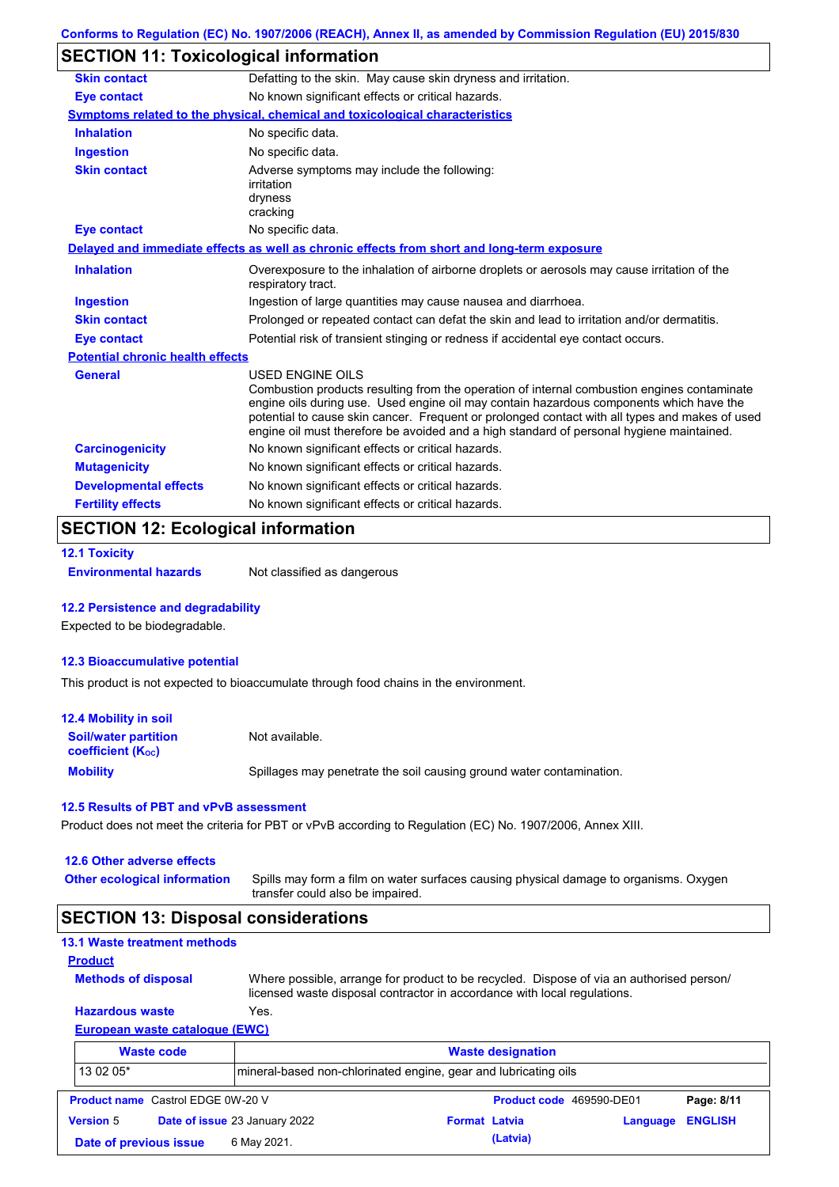## SECTION 11: Toxicological information

| | |
|---|---|
| **Skin contact** | Defatting to the skin. May cause skin dryness and irritation. |
| **Eye contact** | No known significant effects or critical hazards. |

**Symptoms related to the physical, chemical and toxicological characteristics**

| | |
|---|---|
| **Inhalation** | No specific data. |
| **Ingestion** | No specific data. |
| **Skin contact** | Adverse symptoms may include the following: irritation dryness cracking |
| **Eye contact** | No specific data. |

**Delayed and immediate effects as well as chronic effects from short and long-term exposure**

| | |
|---|---|
| **Inhalation** | Overexposure to the inhalation of airborne droplets or aerosols may cause irritation of the respiratory tract. |
| **Ingestion** | Ingestion of large quantities may cause nausea and diarrhoea. |
| **Skin contact** | Prolonged or repeated contact can defat the skin and lead to irritation and/or dermatitis. |
| **Eye contact** | Potential risk of transient stinging or redness if accidental eye contact occurs. |

**Potential chronic health effects**

| | |
|---|---|
| **General** | USED ENGINE OILS Combustion products resulting from the operation of internal combustion engines contaminate engine oils during use. Used engine oil may contain hazardous components which have the potential to cause skin cancer. Frequent or prolonged contact with all types and makes of used engine oil must therefore be avoided and a high standard of personal hygiene maintained. |
| **Carcinogenicity** | No known significant effects or critical hazards. |
| **Mutagenicity** | No known significant effects or critical hazards. |
| **Developmental effects** | No known significant effects or critical hazards. |
| **Fertility effects** | No known significant effects or critical hazards. |

## SECTION 12: Ecological information

### 12.1 Toxicity

**Environmental hazards** Not classified as dangerous

### 12.2 Persistence and degradability

Expected to be biodegradable.

### 12.3 Bioaccumulative potential

This product is not expected to bioaccumulate through food chains in the environment.

### 12.4 Mobility in soil

| | |
|---|---|
| **Soil/water partition coefficient ($K_{OC}$)** | Not available. |
| **Mobility** | Spillages may penetrate the soil causing ground water contamination. |

### 12.5 Results of PBT and vPvB assessment

Product does not meet the criteria for PBT or vPvB according to Regulation (EC) No. 1907/2006, Annex XIII.

### 12.6 Other adverse effects

**Other ecological information** Spills may form a film on water surfaces causing physical damage to organisms. Oxygen transfer could also be impaired.

## SECTION 13: Disposal considerations

### 13.1 Waste treatment methods

**Product**

| | |
|---|---|
| **Methods of disposal** | Where possible, arrange for product to be recycled. Dispose of via an authorised person/ licensed waste disposal contractor in accordance with local regulations. |
| **Hazardous waste** | Yes. |

**European waste catalogue (EWC)**

| Waste code | Waste designation |
|---|---|
| 13 02 05* | mineral-based non-chlorinated engine, gear and lubricating oils |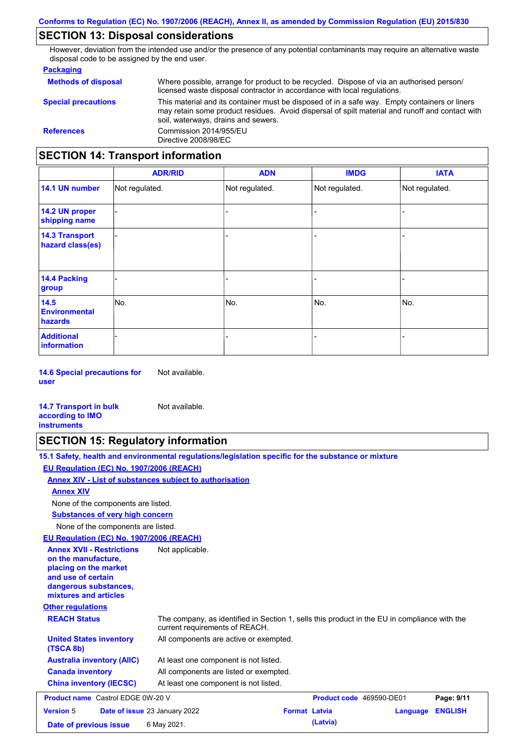## SECTION 13: Disposal considerations

However, deviation from the intended use and/or the presence of any potential contaminants may require an alternative waste disposal code to be assigned by the end user.

**Packaging**

| | |
|---|---|
| **Methods of disposal** | Where possible, arrange for product to be recycled. Dispose of via an authorised person/ licensed waste disposal contractor in accordance with local regulations. |
| **Special precautions** | This material and its container must be disposed of in a safe way. Empty containers or liners may retain some product residues. Avoid dispersal of spilt material and runoff and contact with soil, waterways, drains and sewers. |
| **References** | Commission 2014/955/EU<br>Directive 2008/98/EC |

## SECTION 14: Transport information

| | ADR/RID | ADN | IMDG | IATA |
|---|---|---|---|---|
| **14.1 UN number** | Not regulated. | Not regulated. | Not regulated. | Not regulated. |
| **14.2 UN proper shipping name** | - | - | - | - |
| **14.3 Transport hazard class(es)** | - | - | - | - |
| **14.4 Packing group** | - | - | - | - |
| **14.5 Environmental hazards** | No. | No. | No. | No. |
| **Additional information** | - | - | - | - |

**14.6 Special precautions for user** Not available.

**14.7 Transport in bulk according to IMO instruments** Not available.

## SECTION 15: Regulatory information

**15.1 Safety, health and environmental regulations/legislation specific for the substance or mixture**

**EU Regulation (EC) No. 1907/2006 (REACH)**

**Annex XIV - List of substances subject to authorisation**

**Annex XIV**

None of the components are listed.

**Substances of very high concern**

None of the components are listed.

**EU Regulation (EC) No. 1907/2006 (REACH)**

**Annex XVII - Restrictions on the manufacture, placing on the market and use of certain dangerous substances, mixtures and articles** Not applicable.

**Other regulations**

| | |
|---|---|
| **REACH Status** | The company, as identified in Section 1, sells this product in the EU in compliance with the current requirements of REACH. |
| **United States inventory (TSCA 8b)** | All components are active or exempted. |
| **Australia inventory (AIIC)** | At least one component is not listed. |
| **Canada inventory** | All components are listed or exempted. |
| **China inventory (IECSC)** | At least one component is not listed. |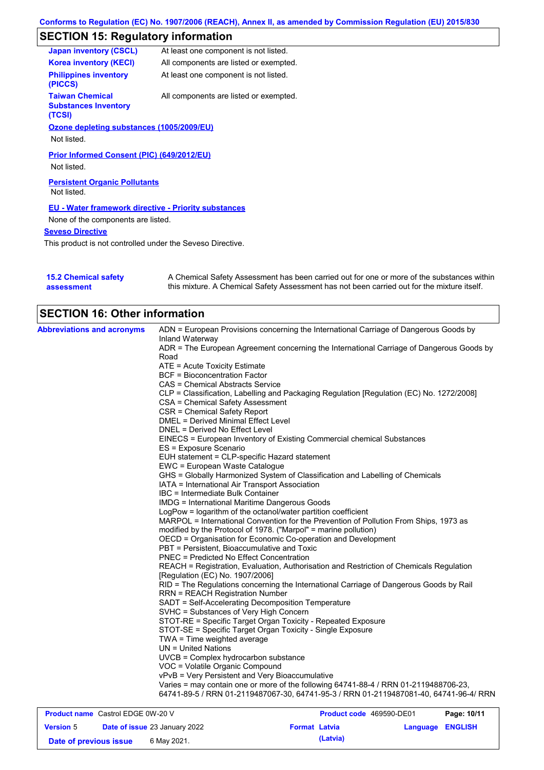## SECTION 15: Regulatory information

| | |
|---|---|
| **Japan inventory (CSCL)** | At least one component is not listed. |
| **Korea inventory (KECI)** | All components are listed or exempted. |
| **Philippines inventory (PICCS)** | At least one component is not listed. |
| **Taiwan Chemical Substances Inventory (TCSI)** | All components are listed or exempted. |

**Ozone depleting substances (1005/2009/EU)**

Not listed.

**Prior Informed Consent (PIC) (649/2012/EU)**

Not listed.

**Persistent Organic Pollutants**

Not listed.

**EU - Water framework directive - Priority substances**

None of the components are listed.

**Seveso Directive**

This product is not controlled under the Seveso Directive.

**15.2 Chemical safety assessment**

A Chemical Safety Assessment has been carried out for one or more of the substances within this mixture. A Chemical Safety Assessment has not been carried out for the mixture itself.

## SECTION 16: Other information

**Abbreviations and acronyms**

ADN = European Provisions concerning the International Carriage of Dangerous Goods by Inland Waterway
ADR = The European Agreement concerning the International Carriage of Dangerous Goods by Road
ATE = Acute Toxicity Estimate
BCF = Bioconcentration Factor
CAS = Chemical Abstracts Service
CLP = Classification, Labelling and Packaging Regulation [Regulation (EC) No. 1272/2008]
CSA = Chemical Safety Assessment
CSR = Chemical Safety Report
DMEL = Derived Minimal Effect Level
DNEL = Derived No Effect Level
EINECS = European Inventory of Existing Commercial chemical Substances
ES = Exposure Scenario
EUH statement = CLP-specific Hazard statement
EWC = European Waste Catalogue
GHS = Globally Harmonized System of Classification and Labelling of Chemicals
IATA = International Air Transport Association
IBC = Intermediate Bulk Container
IMDG = International Maritime Dangerous Goods
LogPow = logarithm of the octanol/water partition coefficient
MARPOL = International Convention for the Prevention of Pollution From Ships, 1973 as modified by the Protocol of 1978. ("Marpol" = marine pollution)
OECD = Organisation for Economic Co-operation and Development
PBT = Persistent, Bioaccumulative and Toxic
PNEC = Predicted No Effect Concentration
REACH = Registration, Evaluation, Authorisation and Restriction of Chemicals Regulation [Regulation (EC) No. 1907/2006]
RID = The Regulations concerning the International Carriage of Dangerous Goods by Rail
RRN = REACH Registration Number
SADT = Self-Accelerating Decomposition Temperature
SVHC = Substances of Very High Concern
STOT-RE = Specific Target Organ Toxicity - Repeated Exposure
STOT-SE = Specific Target Organ Toxicity - Single Exposure
TWA = Time weighted average
UN = United Nations
UVCB = Complex hydrocarbon substance
VOC = Volatile Organic Compound
vPvB = Very Persistent and Very Bioaccumulative
Varies = may contain one or more of the following 64741-88-4 / RRN 01-2119488706-23, 64741-89-5 / RRN 01-2119487067-30, 64741-95-3 / RRN 01-2119487081-40, 64741-96-4/ RRN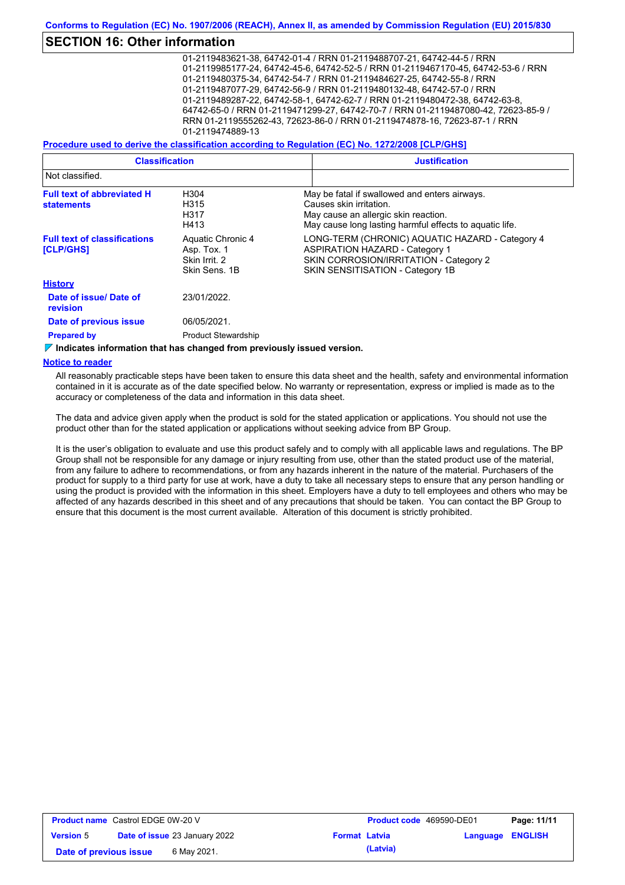## SECTION 16: Other information

01-2119483621-38, 64742-01-4 / RRN 01-2119488707-21, 64742-44-5 / RRN 01-2119985177-24, 64742-45-6, 64742-52-5 / RRN 01-2119467170-45, 64742-53-6 / RRN 01-2119480375-34, 64742-54-7 / RRN 01-2119484627-25, 64742-55-8 / RRN 01-2119487077-29, 64742-56-9 / RRN 01-2119480132-48, 64742-57-0 / RRN 01-2119489287-22, 64742-58-1, 64742-62-7 / RRN 01-2119480472-38, 64742-63-8, 64742-65-0 / RRN 01-2119471299-27, 64742-70-7 / RRN 01-2119487080-42, 72623-85-9 / RRN 01-2119555262-43, 72623-86-0 / RRN 01-2119474878-16, 72623-87-1 / RRN 01-2119474889-13

**Procedure used to derive the classification according to Regulation (EC) No. 1272/2008 [CLP/GHS]**

| Classification | Justification |
|---|---|
| Not classified. | |

**Full text of abbreviated H statements**

| | |
|---|---|
| H304 | May be fatal if swallowed and enters airways. |
| H315 | Causes skin irritation. |
| H317 | May cause an allergic skin reaction. |
| H413 | May cause long lasting harmful effects to aquatic life. |

**Full text of classifications [CLP/GHS]**

| | |
|---|---|
| Aquatic Chronic 4 | LONG-TERM (CHRONIC) AQUATIC HAZARD - Category 4 |
| Asp. Tox. 1 | ASPIRATION HAZARD - Category 1 |
| Skin Irrit. 2 | SKIN CORROSION/IRRITATION - Category 2 |
| Skin Sens. 1B | SKIN SENSITISATION - Category 1B |

**History**

**Date of issue/ Date of revision** 23/01/2022.

**Date of previous issue** 06/05/2021.

**Prepared by** Product Stewardship

**Indicates information that has changed from previously issued version.**

**Notice to reader**

All reasonably practicable steps have been taken to ensure this data sheet and the health, safety and environmental information contained in it is accurate as of the date specified below. No warranty or representation, express or implied is made as to the accuracy or completeness of the data and information in this data sheet.

The data and advice given apply when the product is sold for the stated application or applications. You should not use the product other than for the stated application or applications without seeking advice from BP Group.

It is the user's obligation to evaluate and use this product safely and to comply with all applicable laws and regulations. The BP Group shall not be responsible for any damage or injury resulting from use, other than the stated product use of the material, from any failure to adhere to recommendations, or from any hazards inherent in the nature of the material. Purchasers of the product for supply to a third party for use at work, have a duty to take all necessary steps to ensure that any person handling or using the product is provided with the information in this sheet. Employers have a duty to tell employees and others who may be affected of any hazards described in this sheet and of any precautions that should be taken. You can contact the BP Group to ensure that this document is the most current available. Alteration of this document is strictly prohibited.